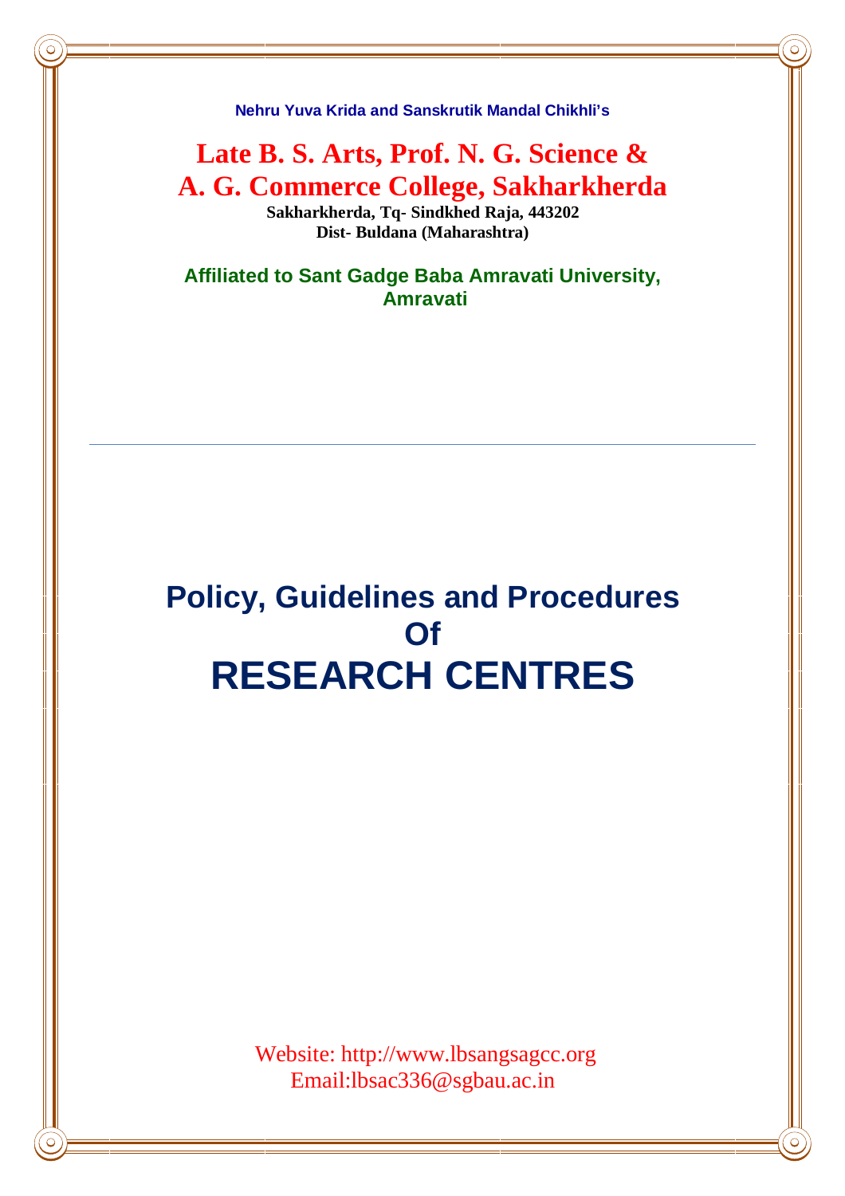**Nehru Yuva Krida and Sanskrutik Mandal Chikhli's**

# Late B. S. Arts, Prof. N. G. Science & A. G. Commerce College, Sakharkherda

**Sakharkherda, Tq- Sindkhed Raja, 443202**
**Dist- Buldana (Maharashtra)**

**Affiliated to Sant Gadge Baba Amravati University, Amravati**

---

# Policy, Guidelines and Procedures Of RESEARCH CENTRES

Website: http://www.lbsangsagcc.org
Email:lbsac336@sgbau.ac.in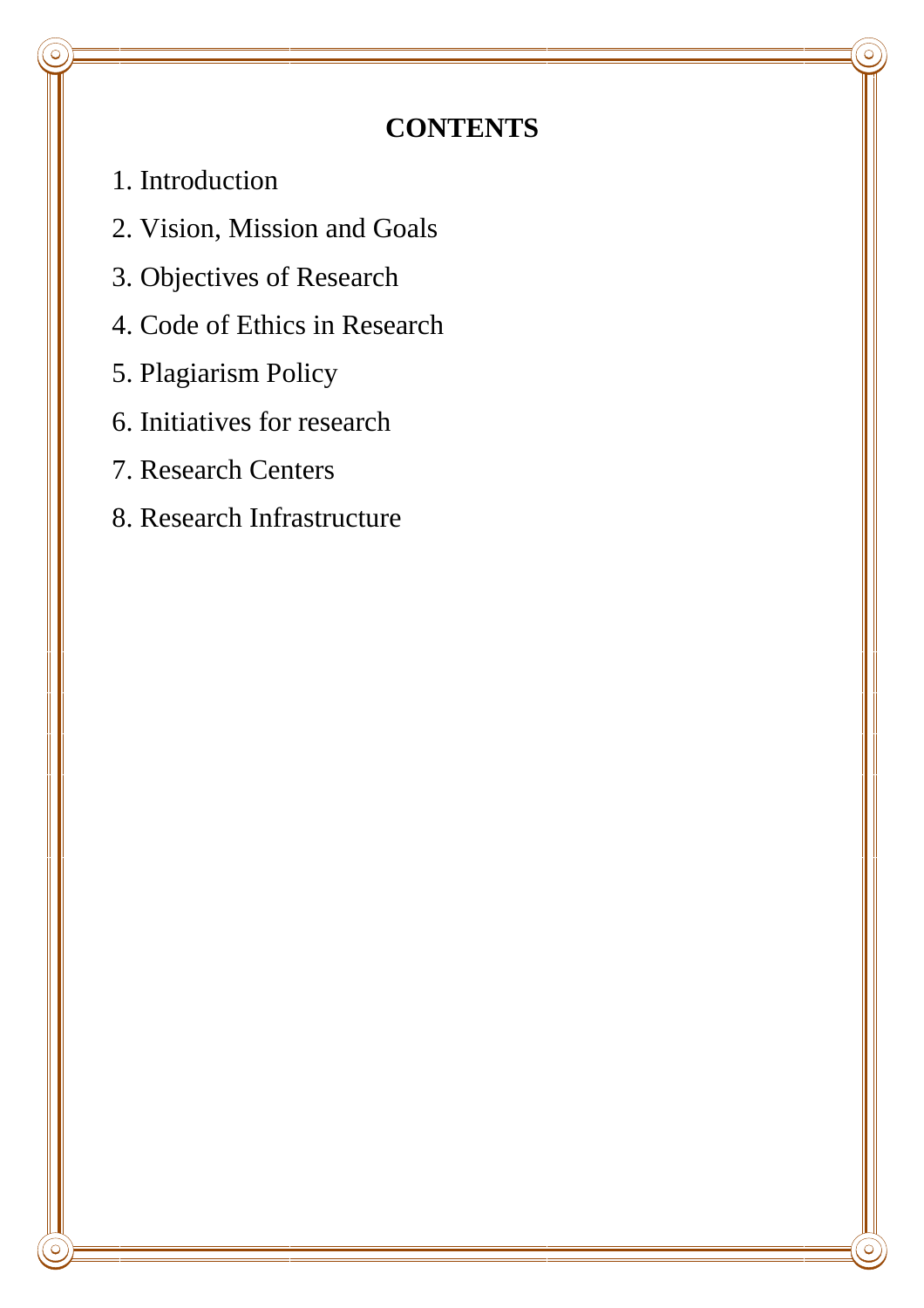# CONTENTS

1. Introduction
2. Vision, Mission and Goals
3. Objectives of Research
4. Code of Ethics in Research
5. Plagiarism Policy
6. Initiatives for research
7. Research Centers
8. Research Infrastructure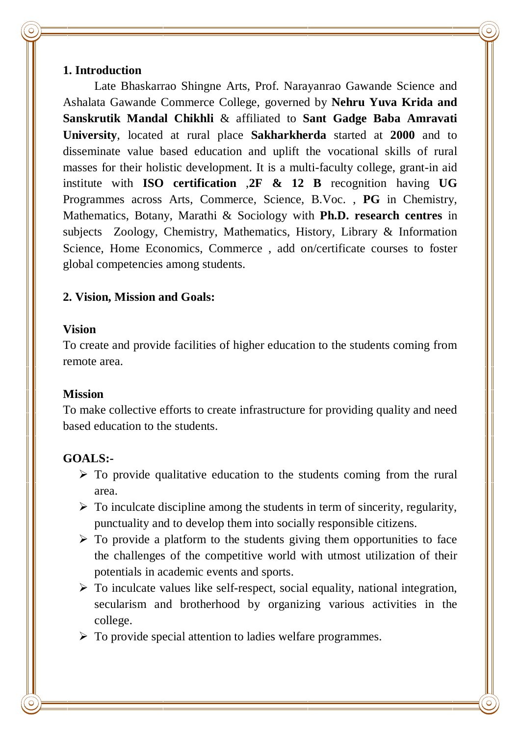## 1. Introduction

Late Bhaskarrao Shingne Arts, Prof. Narayanrao Gawande Science and Ashalata Gawande Commerce College, governed by **Nehru Yuva Krida and Sanskrutik Mandal Chikhli** & affiliated to **Sant Gadge Baba Amravati University**, located at rural place **Sakharkherda** started at **2000** and to disseminate value based education and uplift the vocational skills of rural masses for their holistic development. It is a multi-faculty college, grant-in aid institute with **ISO certification** ,**2F & 12 B** recognition having **UG** Programmes across Arts, Commerce, Science, B.Voc. , **PG** in Chemistry, Mathematics, Botany, Marathi & Sociology with **Ph.D. research centres** in subjects Zoology, Chemistry, Mathematics, History, Library & Information Science, Home Economics, Commerce , add on/certificate courses to foster global competencies among students.

## 2. Vision, Mission and Goals:

### Vision

To create and provide facilities of higher education to the students coming from remote area.

### Mission

To make collective efforts to create infrastructure for providing quality and need based education to the students.

### GOALS:-

- To provide qualitative education to the students coming from the rural area.
- To inculcate discipline among the students in term of sincerity, regularity, punctuality and to develop them into socially responsible citizens.
- To provide a platform to the students giving them opportunities to face the challenges of the competitive world with utmost utilization of their potentials in academic events and sports.
- To inculcate values like self-respect, social equality, national integration, secularism and brotherhood by organizing various activities in the college.
- To provide special attention to ladies welfare programmes.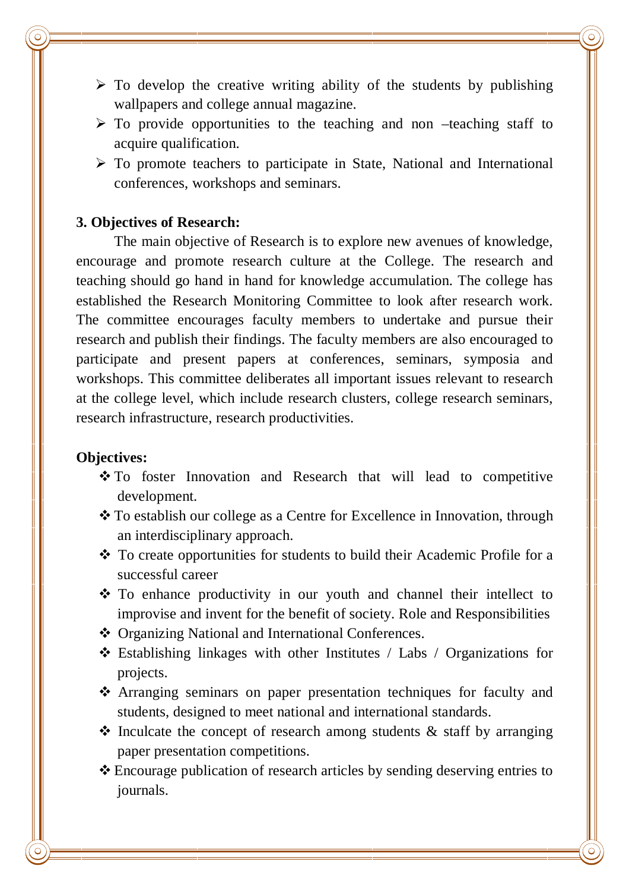- To develop the creative writing ability of the students by publishing wallpapers and college annual magazine.
- To provide opportunities to the teaching and non –teaching staff to acquire qualification.
- To promote teachers to participate in State, National and International conferences, workshops and seminars.

**3. Objectives of Research:**

The main objective of Research is to explore new avenues of knowledge, encourage and promote research culture at the College. The research and teaching should go hand in hand for knowledge accumulation. The college has established the Research Monitoring Committee to look after research work. The committee encourages faculty members to undertake and pursue their research and publish their findings. The faculty members are also encouraged to participate and present papers at conferences, seminars, symposia and workshops. This committee deliberates all important issues relevant to research at the college level, which include research clusters, college research seminars, research infrastructure, research productivities.

**Objectives:**

- To foster Innovation and Research that will lead to competitive development.
- To establish our college as a Centre for Excellence in Innovation, through an interdisciplinary approach.
- To create opportunities for students to build their Academic Profile for a successful career
- To enhance productivity in our youth and channel their intellect to improvise and invent for the benefit of society. Role and Responsibilities
- Organizing National and International Conferences.
- Establishing linkages with other Institutes / Labs / Organizations for projects.
- Arranging seminars on paper presentation techniques for faculty and students, designed to meet national and international standards.
- Inculcate the concept of research among students & staff by arranging paper presentation competitions.
- Encourage publication of research articles by sending deserving entries to journals.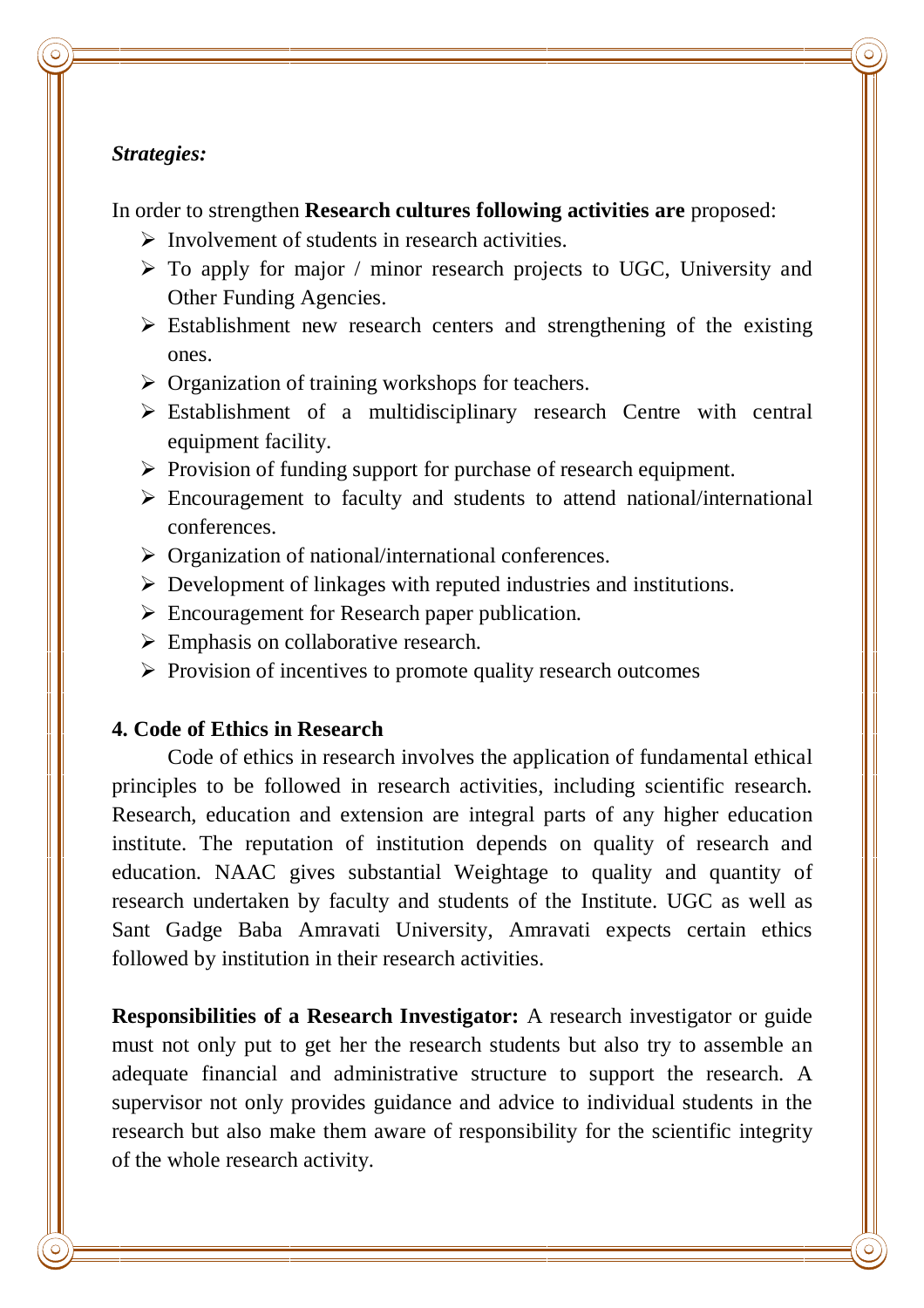***Strategies:***

In order to strengthen **Research cultures following activities are** proposed:

- Involvement of students in research activities.
- To apply for major / minor research projects to UGC, University and Other Funding Agencies.
- Establishment new research centers and strengthening of the existing ones.
- Organization of training workshops for teachers.
- Establishment of a multidisciplinary research Centre with central equipment facility.
- Provision of funding support for purchase of research equipment.
- Encouragement to faculty and students to attend national/international conferences.
- Organization of national/international conferences.
- Development of linkages with reputed industries and institutions.
- Encouragement for Research paper publication.
- Emphasis on collaborative research.
- Provision of incentives to promote quality research outcomes

**4. Code of Ethics in Research**

Code of ethics in research involves the application of fundamental ethical principles to be followed in research activities, including scientific research. Research, education and extension are integral parts of any higher education institute. The reputation of institution depends on quality of research and education. NAAC gives substantial Weightage to quality and quantity of research undertaken by faculty and students of the Institute. UGC as well as Sant Gadge Baba Amravati University, Amravati expects certain ethics followed by institution in their research activities.

**Responsibilities of a Research Investigator:** A research investigator or guide must not only put to get her the research students but also try to assemble an adequate financial and administrative structure to support the research. A supervisor not only provides guidance and advice to individual students in the research but also make them aware of responsibility for the scientific integrity of the whole research activity.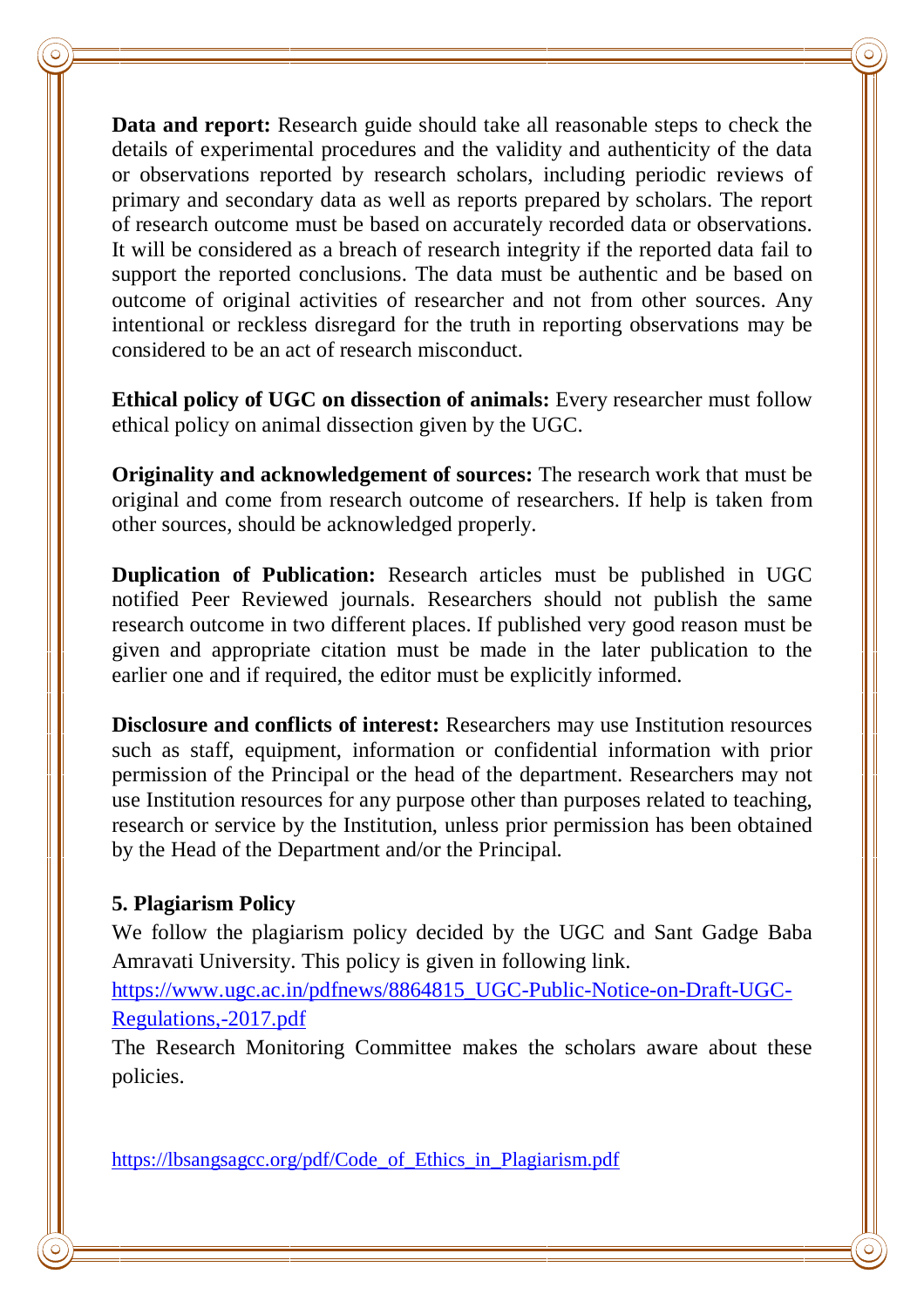**Data and report:** Research guide should take all reasonable steps to check the details of experimental procedures and the validity and authenticity of the data or observations reported by research scholars, including periodic reviews of primary and secondary data as well as reports prepared by scholars. The report of research outcome must be based on accurately recorded data or observations. It will be considered as a breach of research integrity if the reported data fail to support the reported conclusions. The data must be authentic and be based on outcome of original activities of researcher and not from other sources. Any intentional or reckless disregard for the truth in reporting observations may be considered to be an act of research misconduct.

**Ethical policy of UGC on dissection of animals:** Every researcher must follow ethical policy on animal dissection given by the UGC.

**Originality and acknowledgement of sources:** The research work that must be original and come from research outcome of researchers. If help is taken from other sources, should be acknowledged properly.

**Duplication of Publication:** Research articles must be published in UGC notified Peer Reviewed journals. Researchers should not publish the same research outcome in two different places. If published very good reason must be given and appropriate citation must be made in the later publication to the earlier one and if required, the editor must be explicitly informed.

**Disclosure and conflicts of interest:** Researchers may use Institution resources such as staff, equipment, information or confidential information with prior permission of the Principal or the head of the department. Researchers may not use Institution resources for any purpose other than purposes related to teaching, research or service by the Institution, unless prior permission has been obtained by the Head of the Department and/or the Principal.

**5. Plagiarism Policy**

We follow the plagiarism policy decided by the UGC and Sant Gadge Baba Amravati University. This policy is given in following link.

https://www.ugc.ac.in/pdfnews/8864815_UGC-Public-Notice-on-Draft-UGC-Regulations,-2017.pdf

The Research Monitoring Committee makes the scholars aware about these policies.

https://lbsangsagcc.org/pdf/Code_of_Ethics_in_Plagiarism.pdf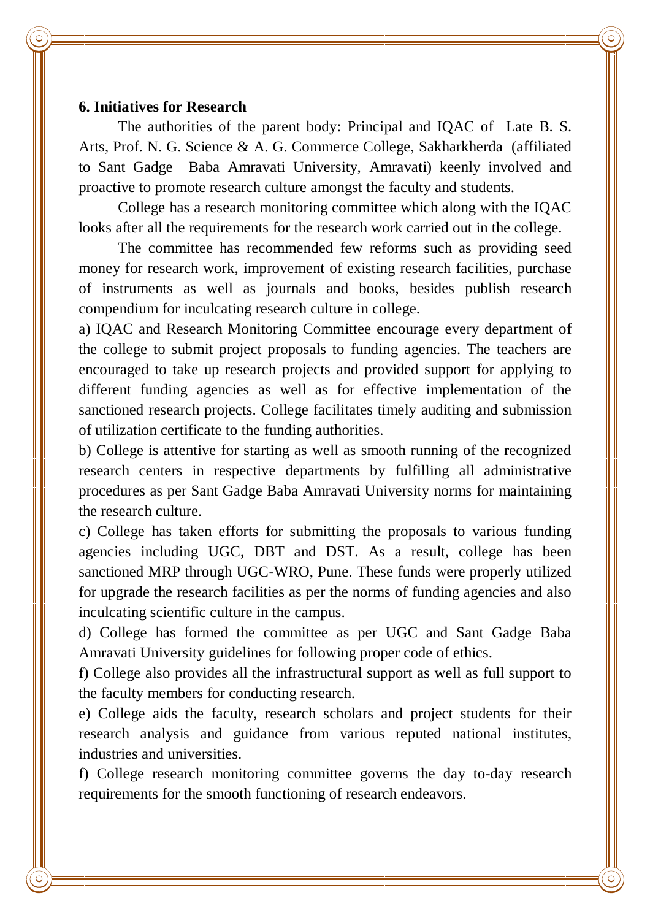**6. Initiatives for Research**

The authorities of the parent body: Principal and IQAC of Late B. S. Arts, Prof. N. G. Science & A. G. Commerce College, Sakharkherda (affiliated to Sant Gadge Baba Amravati University, Amravati) keenly involved and proactive to promote research culture amongst the faculty and students.

College has a research monitoring committee which along with the IQAC looks after all the requirements for the research work carried out in the college.

The committee has recommended few reforms such as providing seed money for research work, improvement of existing research facilities, purchase of instruments as well as journals and books, besides publish research compendium for inculcating research culture in college.

a) IQAC and Research Monitoring Committee encourage every department of the college to submit project proposals to funding agencies. The teachers are encouraged to take up research projects and provided support for applying to different funding agencies as well as for effective implementation of the sanctioned research projects. College facilitates timely auditing and submission of utilization certificate to the funding authorities.

b) College is attentive for starting as well as smooth running of the recognized research centers in respective departments by fulfilling all administrative procedures as per Sant Gadge Baba Amravati University norms for maintaining the research culture.

c) College has taken efforts for submitting the proposals to various funding agencies including UGC, DBT and DST. As a result, college has been sanctioned MRP through UGC-WRO, Pune. These funds were properly utilized for upgrade the research facilities as per the norms of funding agencies and also inculcating scientific culture in the campus.

d) College has formed the committee as per UGC and Sant Gadge Baba Amravati University guidelines for following proper code of ethics.

f) College also provides all the infrastructural support as well as full support to the faculty members for conducting research.

e) College aids the faculty, research scholars and project students for their research analysis and guidance from various reputed national institutes, industries and universities.

f) College research monitoring committee governs the day to-day research requirements for the smooth functioning of research endeavors.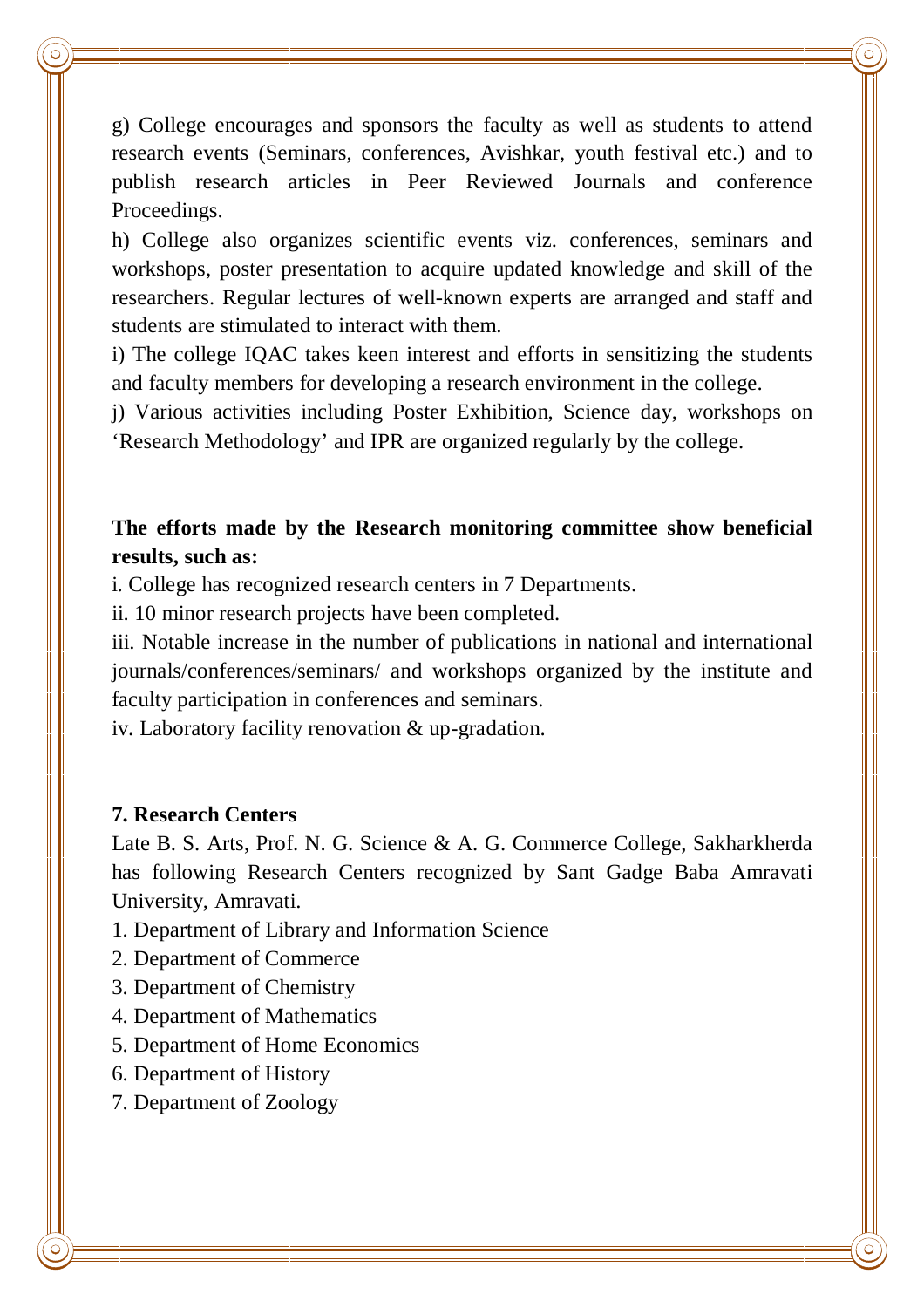g) College encourages and sponsors the faculty as well as students to attend research events (Seminars, conferences, Avishkar, youth festival etc.) and to publish research articles in Peer Reviewed Journals and conference Proceedings.

h) College also organizes scientific events viz. conferences, seminars and workshops, poster presentation to acquire updated knowledge and skill of the researchers. Regular lectures of well-known experts are arranged and staff and students are stimulated to interact with them.

i) The college IQAC takes keen interest and efforts in sensitizing the students and faculty members for developing a research environment in the college.

j) Various activities including Poster Exhibition, Science day, workshops on 'Research Methodology' and IPR are organized regularly by the college.

**The efforts made by the Research monitoring committee show beneficial results, such as:**

i. College has recognized research centers in 7 Departments.

ii. 10 minor research projects have been completed.

iii. Notable increase in the number of publications in national and international journals/conferences/seminars/ and workshops organized by the institute and faculty participation in conferences and seminars.

iv. Laboratory facility renovation & up-gradation.

**7. Research Centers**

Late B. S. Arts, Prof. N. G. Science & A. G. Commerce College, Sakharkherda has following Research Centers recognized by Sant Gadge Baba Amravati University, Amravati.

1. Department of Library and Information Science
2. Department of Commerce
3. Department of Chemistry
4. Department of Mathematics
5. Department of Home Economics
6. Department of History
7. Department of Zoology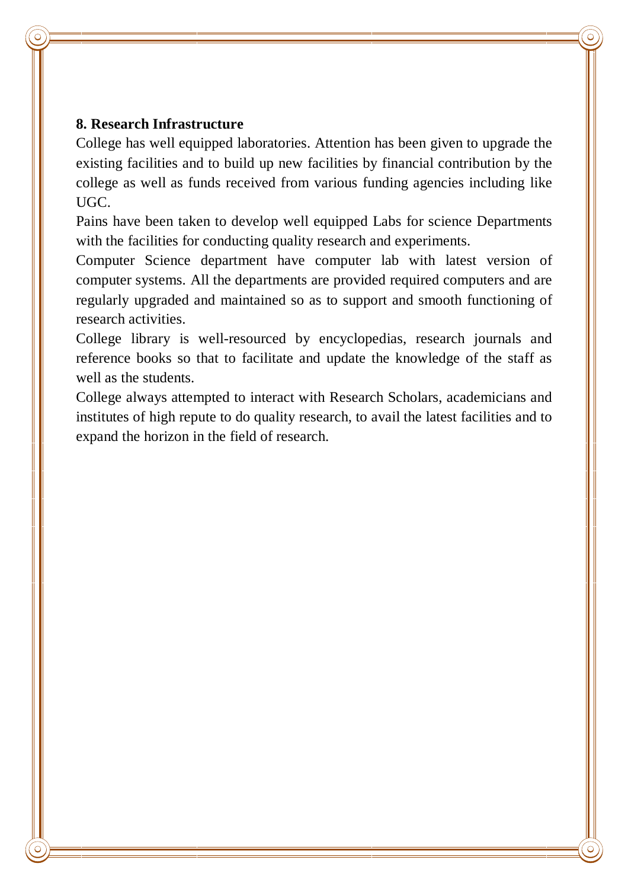**8. Research Infrastructure**

College has well equipped laboratories. Attention has been given to upgrade the existing facilities and to build up new facilities by financial contribution by the college as well as funds received from various funding agencies including like UGC.

Pains have been taken to develop well equipped Labs for science Departments with the facilities for conducting quality research and experiments.

Computer Science department have computer lab with latest version of computer systems. All the departments are provided required computers and are regularly upgraded and maintained so as to support and smooth functioning of research activities.

College library is well-resourced by encyclopedias, research journals and reference books so that to facilitate and update the knowledge of the staff as well as the students.

College always attempted to interact with Research Scholars, academicians and institutes of high repute to do quality research, to avail the latest facilities and to expand the horizon in the field of research.